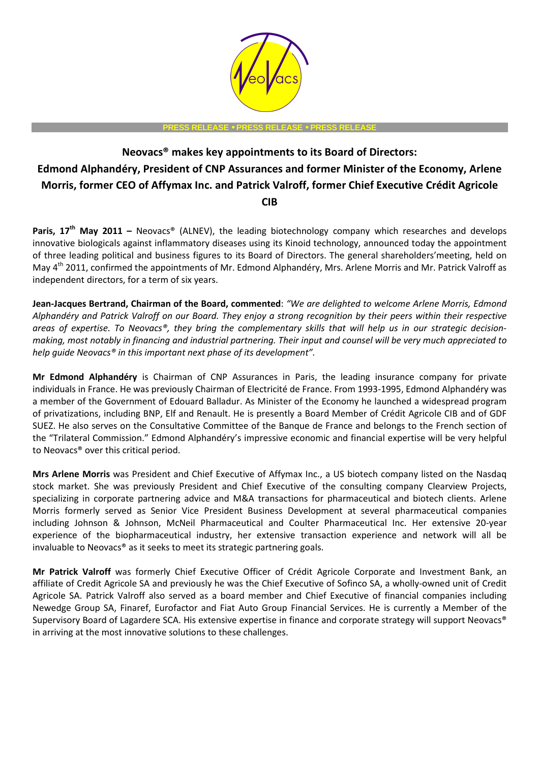PRESS RELEASE • PRESS RELEASE • PRESS RELEASE

# Neovacs® makes key appointments to its Board of Directors: Edmond Alphandéry, President of CNP Assurances and former Minister of the Economy, Arlene Morris, former CEO of Affymax Inc. and Patrick Valroff, former Chief Executive Crédit Agricole CIB

**Paris, 17th May 2011 –** Neovacs® (ALNEV), the leading biotechnology company which researches and develops innovative biologicals against inflammatory diseases using its Kinoid technology, announced today the appointment of three leading political and business figures to its Board of Directors. The general shareholders'meeting, held on May 4th 2011, confirmed the appointments of Mr. Edmond Alphandéry, Mrs. Arlene Morris and Mr. Patrick Valroff as independent directors, for a term of six years.

**Jean-Jacques Bertrand, Chairman of the Board, commented**: *"We are delighted to welcome Arlene Morris, Edmond Alphandéry and Patrick Valroff on our Board. They enjoy a strong recognition by their peers within their respective areas of expertise. To Neovacs®, they bring the complementary skills that will help us in our strategic decision-making, most notably in financing and industrial partnering. Their input and counsel will be very much appreciated to help guide Neovacs® in this important next phase of its development".*

**Mr Edmond Alphandéry** is Chairman of CNP Assurances in Paris, the leading insurance company for private individuals in France. He was previously Chairman of Electricité de France. From 1993-1995, Edmond Alphandéry was a member of the Government of Edouard Balladur. As Minister of the Economy he launched a widespread program of privatizations, including BNP, Elf and Renault. He is presently a Board Member of Crédit Agricole CIB and of GDF SUEZ. He also serves on the Consultative Committee of the Banque de France and belongs to the French section of the "Trilateral Commission." Edmond Alphandéry's impressive economic and financial expertise will be very helpful to Neovacs® over this critical period.

**Mrs Arlene Morris** was President and Chief Executive of Affymax Inc., a US biotech company listed on the Nasdaq stock market. She was previously President and Chief Executive of the consulting company Clearview Projects, specializing in corporate partnering advice and M&A transactions for pharmaceutical and biotech clients. Arlene Morris formerly served as Senior Vice President Business Development at several pharmaceutical companies including Johnson & Johnson, McNeil Pharmaceutical and Coulter Pharmaceutical Inc. Her extensive 20-year experience of the biopharmaceutical industry, her extensive transaction experience and network will all be invaluable to Neovacs® as it seeks to meet its strategic partnering goals.

**Mr Patrick Valroff** was formerly Chief Executive Officer of Crédit Agricole Corporate and Investment Bank, an affiliate of Credit Agricole SA and previously he was the Chief Executive of Sofinco SA, a wholly-owned unit of Credit Agricole SA. Patrick Valroff also served as a board member and Chief Executive of financial companies including Newedge Group SA, Finaref, Eurofactor and Fiat Auto Group Financial Services. He is currently a Member of the Supervisory Board of Lagardere SCA. His extensive expertise in finance and corporate strategy will support Neovacs® in arriving at the most innovative solutions to these challenges.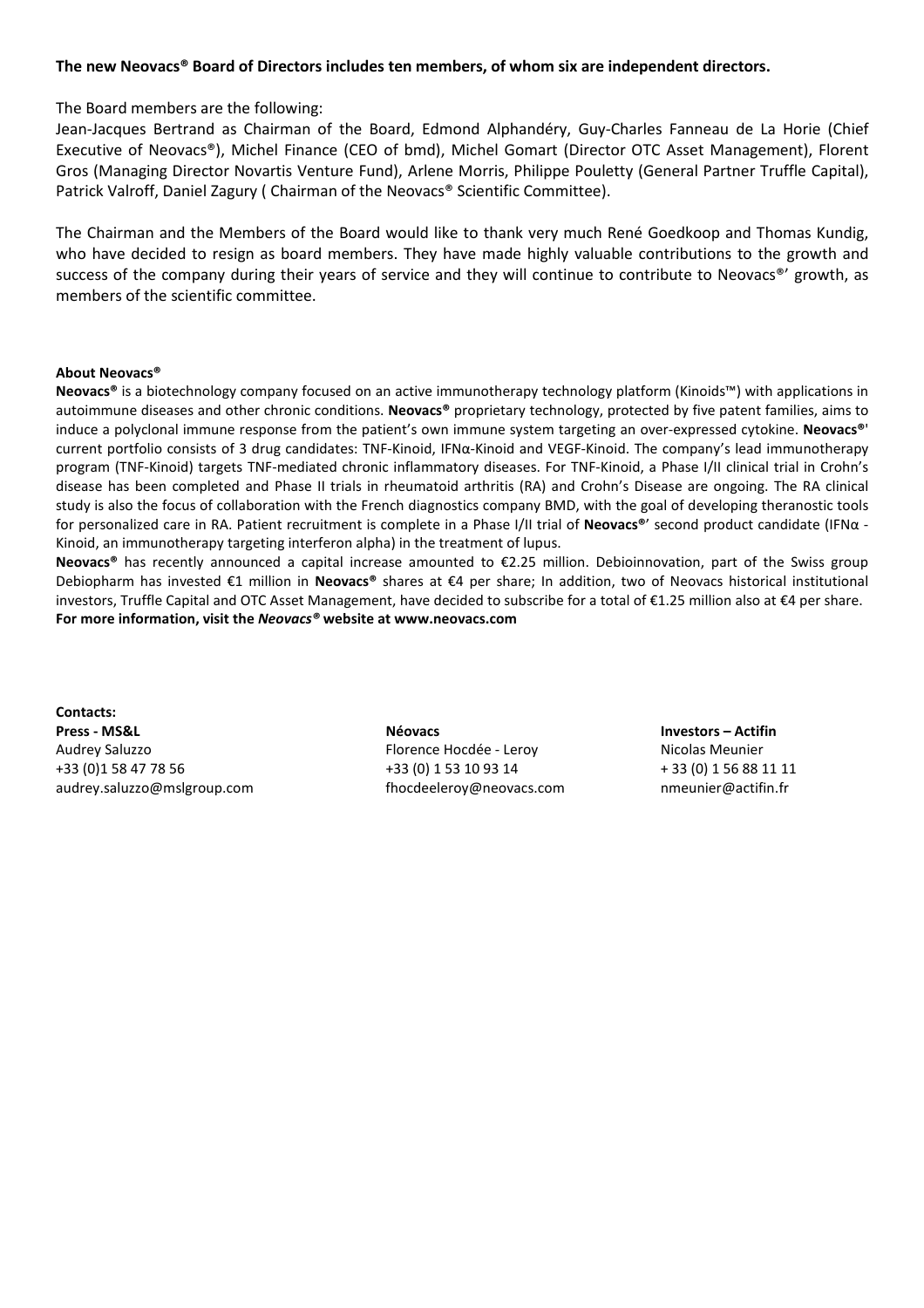**The new Neovacs® Board of Directors includes ten members, of whom six are independent directors.**

The Board members are the following:
Jean-Jacques Bertrand as Chairman of the Board, Edmond Alphandéry, Guy-Charles Fanneau de La Horie (Chief Executive of Neovacs®), Michel Finance (CEO of bmd), Michel Gomart (Director OTC Asset Management), Florent Gros (Managing Director Novartis Venture Fund), Arlene Morris, Philippe Pouletty (General Partner Truffle Capital), Patrick Valroff, Daniel Zagury ( Chairman of the Neovacs® Scientific Committee).

The Chairman and the Members of the Board would like to thank very much René Goedkoop and Thomas Kundig, who have decided to resign as board members. They have made highly valuable contributions to the growth and success of the company during their years of service and they will continue to contribute to Neovacs®' growth, as members of the scientific committee.

**About Neovacs®**

**Neovacs®** is a biotechnology company focused on an active immunotherapy technology platform (Kinoids™) with applications in autoimmune diseases and other chronic conditions. **Neovacs®** proprietary technology, protected by five patent families, aims to induce a polyclonal immune response from the patient's own immune system targeting an over-expressed cytokine. **Neovacs®'** current portfolio consists of 3 drug candidates: TNF-Kinoid, IFNα-Kinoid and VEGF-Kinoid. The company's lead immunotherapy program (TNF-Kinoid) targets TNF-mediated chronic inflammatory diseases. For TNF-Kinoid, a Phase I/II clinical trial in Crohn's disease has been completed and Phase II trials in rheumatoid arthritis (RA) and Crohn's Disease are ongoing. The RA clinical study is also the focus of collaboration with the French diagnostics company BMD, with the goal of developing theranostic tools for personalized care in RA. Patient recruitment is complete in a Phase I/II trial of **Neovacs®**' second product candidate (IFNα - Kinoid, an immunotherapy targeting interferon alpha) in the treatment of lupus.

**Neovacs®** has recently announced a capital increase amounted to €2.25 million. Debioinnovation, part of the Swiss group Debiopharm has invested €1 million in **Neovacs®** shares at €4 per share; In addition, two of Neovacs historical institutional investors, Truffle Capital and OTC Asset Management, have decided to subscribe for a total of €1.25 million also at €4 per share.

**For more information, visit the *Neovacs®* website at www.neovacs.com**

**Contacts:**

**Press - MS&L**
Audrey Saluzzo
+33 (0)1 58 47 78 56
audrey.saluzzo@mslgroup.com

**Néovacs**
Florence Hocdée - Leroy
+33 (0) 1 53 10 93 14
fhocdeeleroy@neovacs.com

**Investors – Actifin**
Nicolas Meunier
+ 33 (0) 1 56 88 11 11
nmeunier@actifin.fr